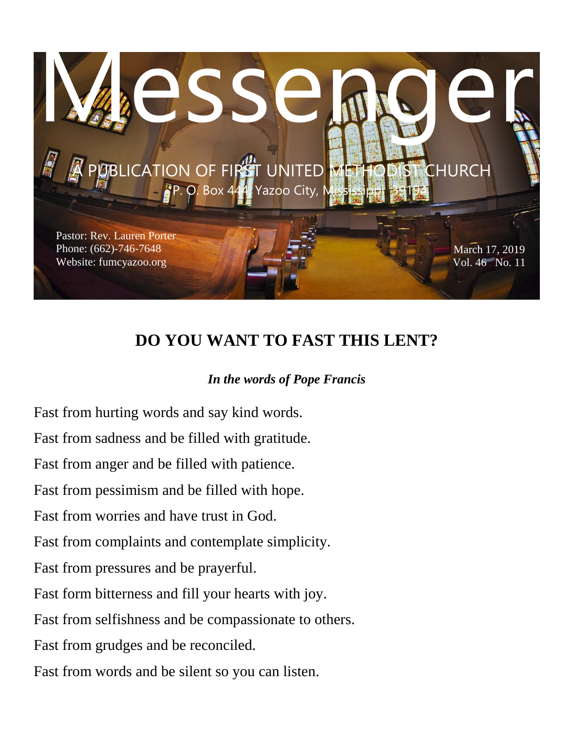# Messenger

A PUBLICATION OF FIRST UNITED METHODIST CHURCH

P. O. Box 444, Yazoo City, Mississippi 39194

Pastor: Rev. Lauren Porter
Phone: (662)-746-7648
Website: fumcyazoo.org

March 17, 2019
Vol. 46 No. 11

## DO YOU WANT TO FAST THIS LENT?

***In the words of Pope Francis***

Fast from hurting words and say kind words.

Fast from sadness and be filled with gratitude.

Fast from anger and be filled with patience.

Fast from pessimism and be filled with hope.

Fast from worries and have trust in God.

Fast from complaints and contemplate simplicity.

Fast from pressures and be prayerful.

Fast form bitterness and fill your hearts with joy.

Fast from selfishness and be compassionate to others.

Fast from grudges and be reconciled.

Fast from words and be silent so you can listen.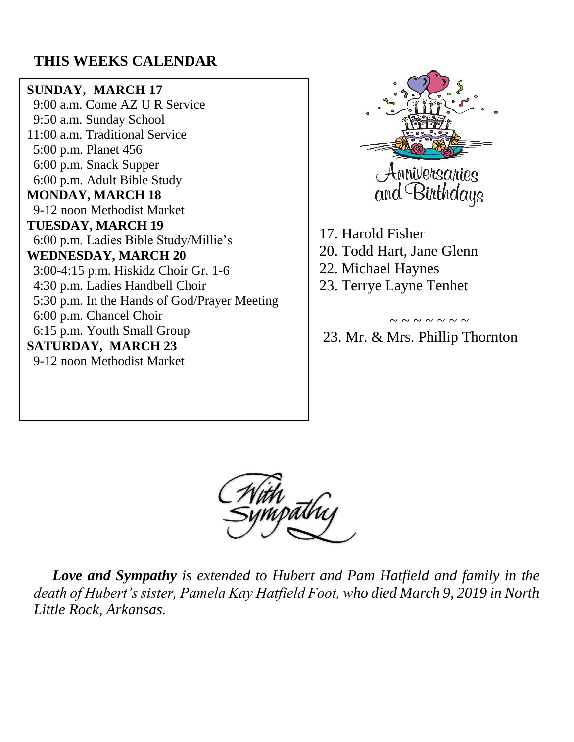## THIS WEEKS CALENDAR

**SUNDAY, MARCH 17**
9:00 a.m. Come AZ U R Service
9:50 a.m. Sunday School
11:00 a.m. Traditional Service
5:00 p.m. Planet 456
6:00 p.m. Snack Supper
6:00 p.m. Adult Bible Study

**MONDAY, MARCH 18**
9-12 noon Methodist Market

**TUESDAY, MARCH 19**
6:00 p.m. Ladies Bible Study/Millie's

**WEDNESDAY, MARCH 20**
3:00-4:15 p.m. Hiskidz Choir Gr. 1-6
4:30 p.m. Ladies Handbell Choir
5:30 p.m. In the Hands of God/Prayer Meeting
6:00 p.m. Chancel Choir
6:15 p.m. Youth Small Group

**SATURDAY, MARCH 23**
9-12 noon Methodist Market

## Anniversaries and Birthdays

17. Harold Fisher
20. Todd Hart, Jane Glenn
22. Michael Haynes
23. Terrye Layne Tenhet

~ ~ ~ ~ ~ ~ ~ ~

23. Mr. & Mrs. Phillip Thornton

## With Sympathy

***Love and Sympathy** is extended to Hubert and Pam Hatfield and family in the death of Hubert's sister, Pamela Kay Hatfield Foot, who died March 9, 2019 in North Little Rock, Arkansas.*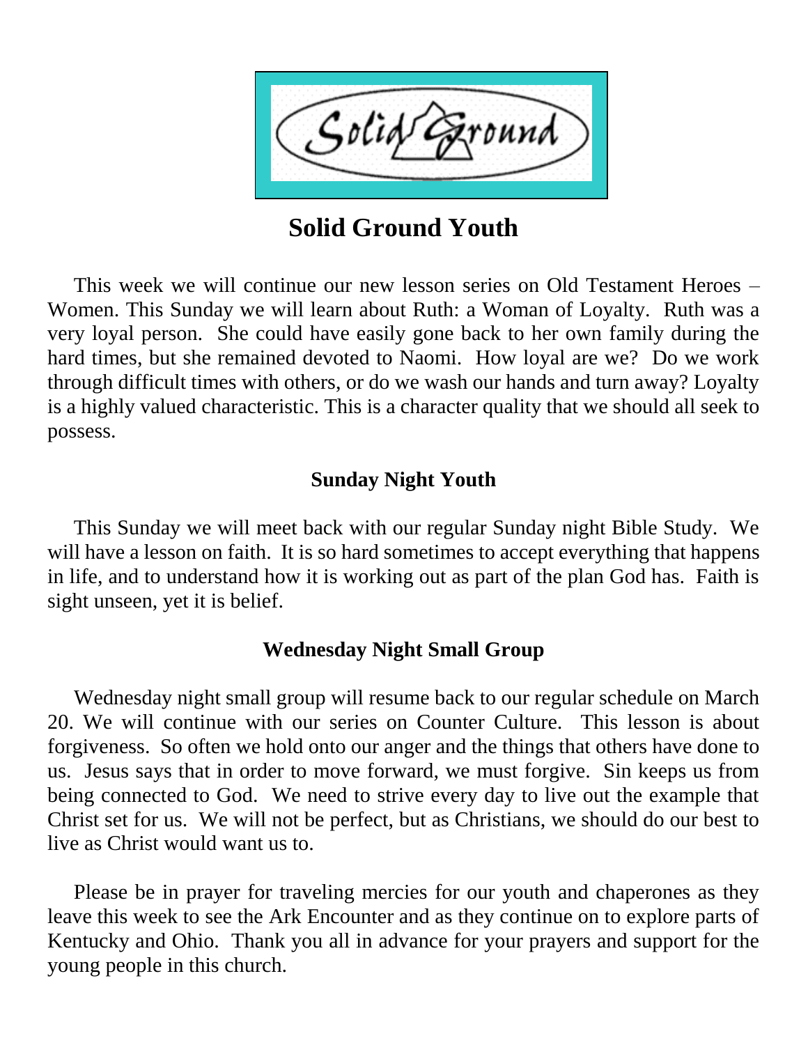# Solid Ground Youth

This week we will continue our new lesson series on Old Testament Heroes – Women. This Sunday we will learn about Ruth: a Woman of Loyalty. Ruth was a very loyal person. She could have easily gone back to her own family during the hard times, but she remained devoted to Naomi. How loyal are we? Do we work through difficult times with others, or do we wash our hands and turn away? Loyalty is a highly valued characteristic. This is a character quality that we should all seek to possess.

## Sunday Night Youth

This Sunday we will meet back with our regular Sunday night Bible Study. We will have a lesson on faith. It is so hard sometimes to accept everything that happens in life, and to understand how it is working out as part of the plan God has. Faith is sight unseen, yet it is belief.

## Wednesday Night Small Group

Wednesday night small group will resume back to our regular schedule on March 20. We will continue with our series on Counter Culture. This lesson is about forgiveness. So often we hold onto our anger and the things that others have done to us. Jesus says that in order to move forward, we must forgive. Sin keeps us from being connected to God. We need to strive every day to live out the example that Christ set for us. We will not be perfect, but as Christians, we should do our best to live as Christ would want us to.

Please be in prayer for traveling mercies for our youth and chaperones as they leave this week to see the Ark Encounter and as they continue on to explore parts of Kentucky and Ohio. Thank you all in advance for your prayers and support for the young people in this church.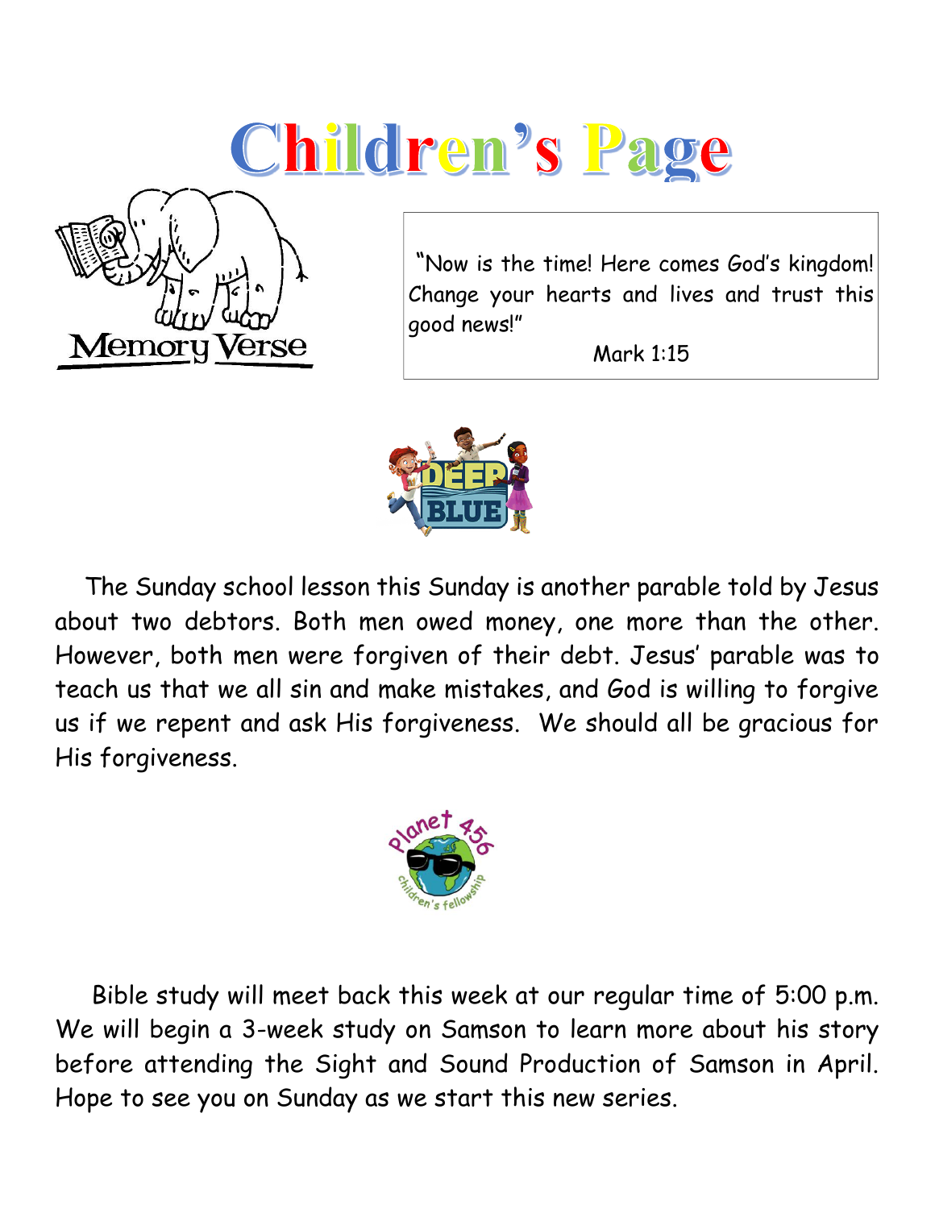# Children's Page

Memory Verse

"Now is the time! Here comes God's kingdom! Change your hearts and lives and trust this good news!"

Mark 1:15

DEEP BLUE

The Sunday school lesson this Sunday is another parable told by Jesus about two debtors. Both men owed money, one more than the other. However, both men were forgiven of their debt. Jesus' parable was to teach us that we all sin and make mistakes, and God is willing to forgive us if we repent and ask His forgiveness. We should all be gracious for His forgiveness.

Planet 456 children's fellowship

Bible study will meet back this week at our regular time of 5:00 p.m. We will begin a 3-week study on Samson to learn more about his story before attending the Sight and Sound Production of Samson in April. Hope to see you on Sunday as we start this new series.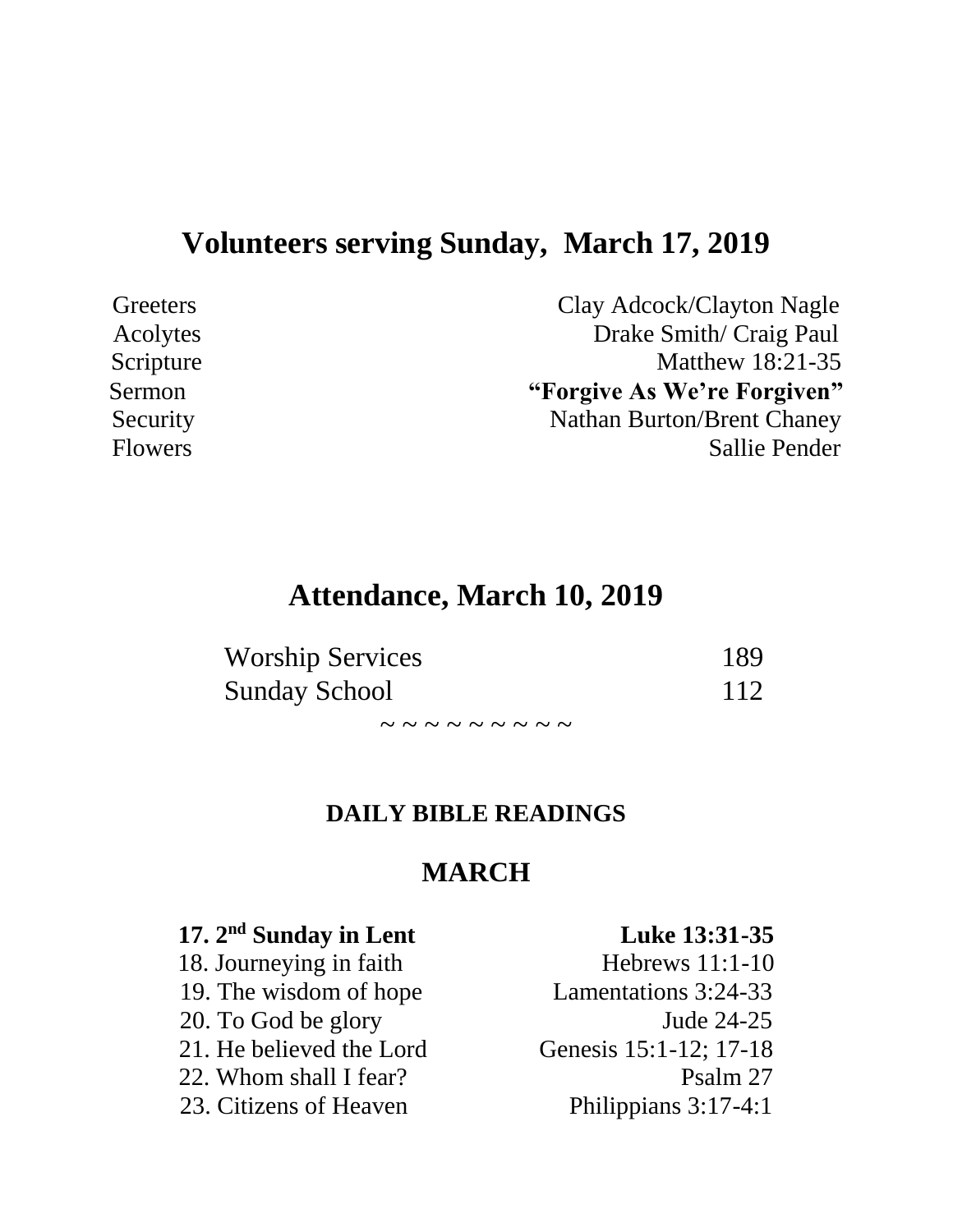## Volunteers serving Sunday,  March 17, 2019

| | |
|---|---|
| Greeters | Clay Adcock/Clayton Nagle |
| Acolytes | Drake Smith/ Craig Paul |
| Scripture | Matthew 18:21-35 |
| Sermon | **"Forgive As We're Forgiven"** |
| Security | Nathan Burton/Brent Chaney |
| Flowers | Sallie Pender |

## Attendance, March 10, 2019

| | |
|---|---|
| Worship Services | 189 |
| Sunday School | 112 |

~ ~ ~ ~ ~ ~ ~ ~ ~ ~

### DAILY BIBLE READINGS

## MARCH

| | |
|---|---|
| **17. 2nd Sunday in Lent** | **Luke 13:31-35** |
| 18. Journeying in faith | Hebrews 11:1-10 |
| 19. The wisdom of hope | Lamentations 3:24-33 |
| 20. To God be glory | Jude 24-25 |
| 21. He believed the Lord | Genesis 15:1-12; 17-18 |
| 22. Whom shall I fear? | Psalm 27 |
| 23. Citizens of Heaven | Philippians 3:17-4:1 |